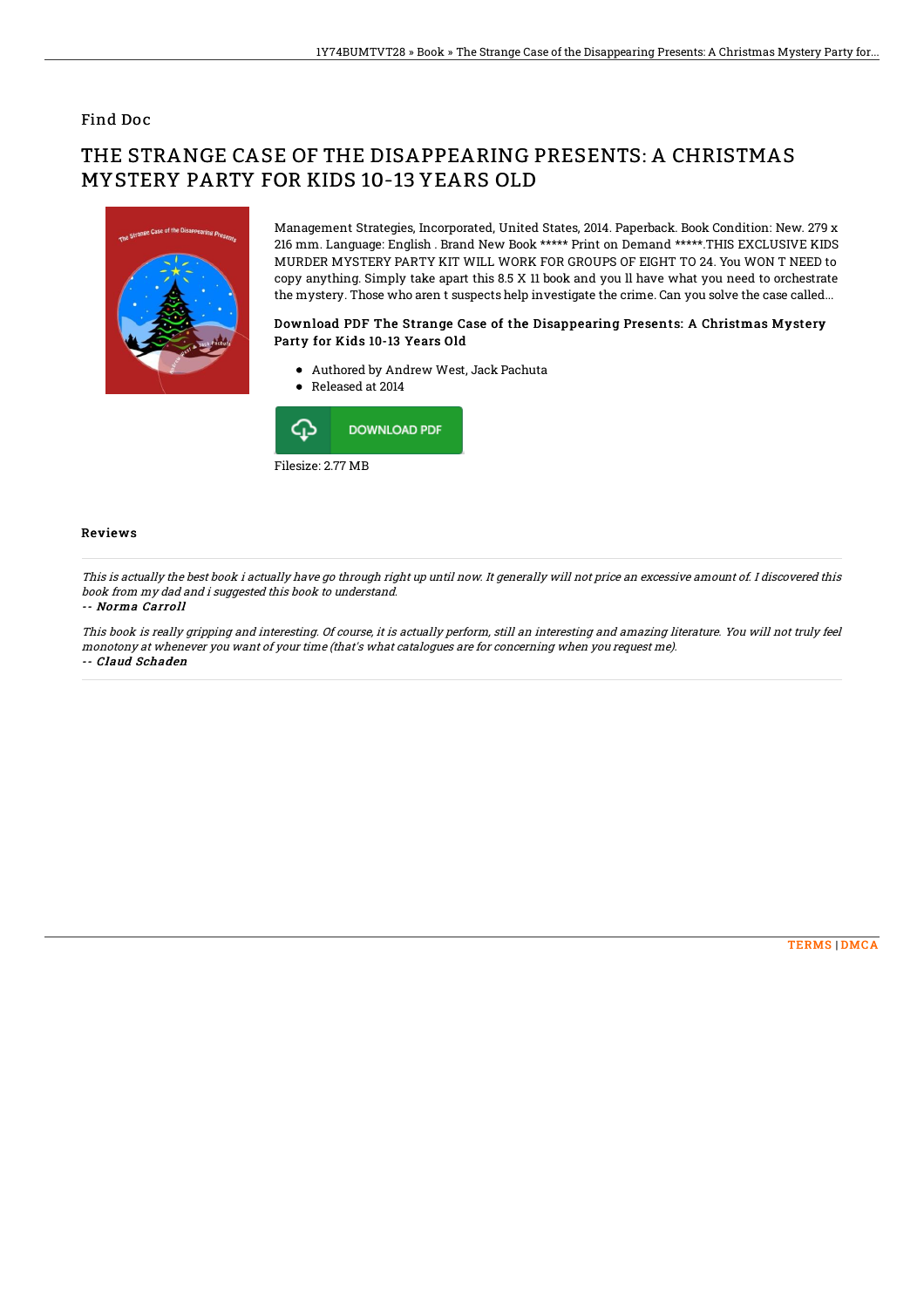Find Doc

# THE STRANGE CASE OF THE DISAPPEARING PRESENTS: A CHRISTMAS MYSTERY PARTY FOR KIDS 10-13 YEARS OLD

Management Strategies, Incorporated, United States, 2014. Paperback. Book Condition: New. 279 x 216 mm. Language: English . Brand New Book ***** Print on Demand *****.THIS EXCLUSIVE KIDS MURDER MYSTERY PARTY KIT WILL WORK FOR GROUPS OF EIGHT TO 24. You WON T NEED to copy anything. Simply take apart this 8.5 X 11 book and you ll have what you need to orchestrate the mystery. Those who aren t suspects help investigate the crime. Can you solve the case called...

### Download PDF The Strange Case of the Disappearing Presents: A Christmas Mystery Party for Kids 10-13 Years Old

- Authored by Andrew West, Jack Pachuta
- Released at 2014

DOWNLOAD PDF

Filesize: 2.77 MB

## Reviews

*This is actually the best book i actually have go through right up until now. It generally will not price an excessive amount of. I discovered this book from my dad and i suggested this book to understand.*

*-- Norma Carroll*

*This book is really gripping and interesting. Of course, it is actually perform, still an interesting and amazing literature. You will not truly feel monotony at whenever you want of your time (that's what catalogues are for concerning when you request me).*

*-- Claud Schaden*

TERMS | DMCA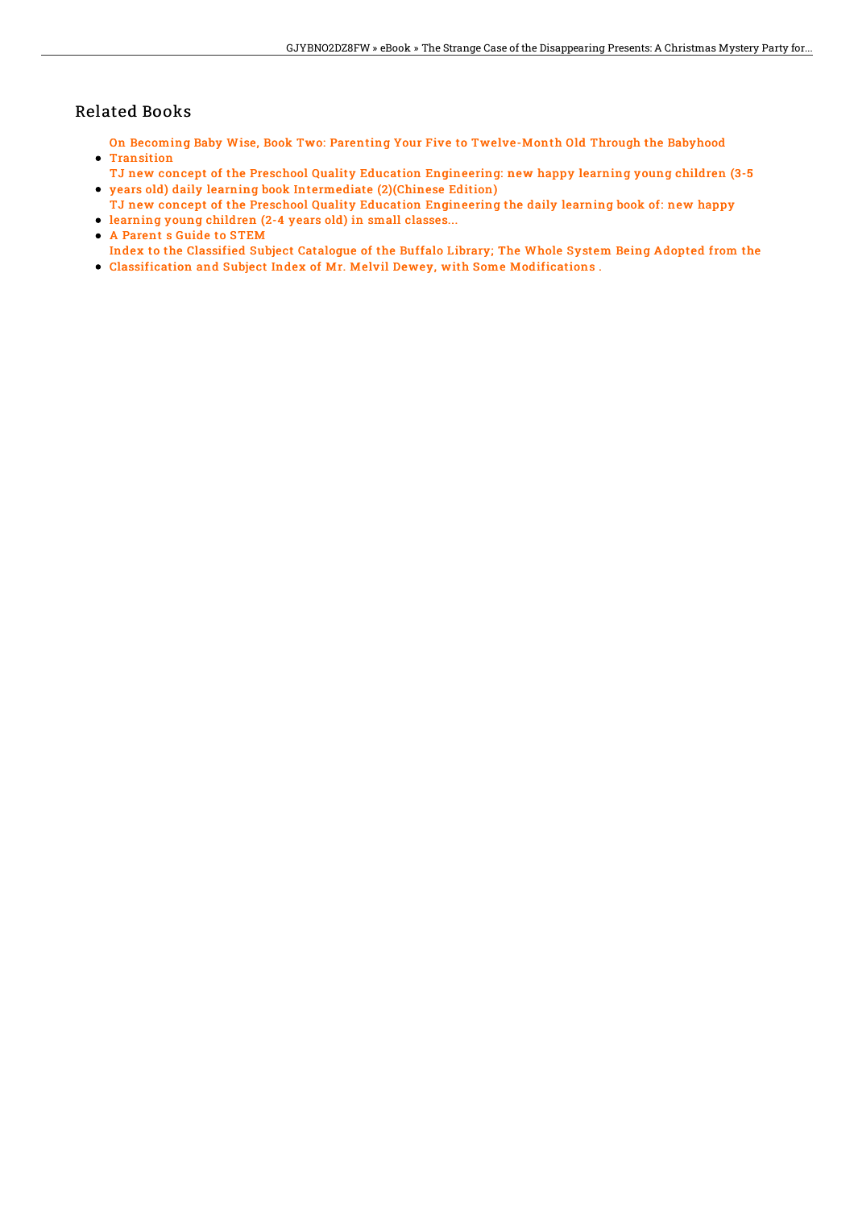## Related Books

- On Becoming Baby Wise, Book Two: Parenting Your Five to Twelve-Month Old Through the Babyhood Transition
- TJ new concept of the Preschool Quality Education Engineering: new happy learning young children (3-5 years old) daily learning book Intermediate (2)(Chinese Edition)
- TJ new concept of the Preschool Quality Education Engineering the daily learning book of: new happy learning young children (2-4 years old) in small classes...
- A Parent s Guide to STEM
- Index to the Classified Subject Catalogue of the Buffalo Library; The Whole System Being Adopted from the Classification and Subject Index of Mr. Melvil Dewey, with Some Modifications .